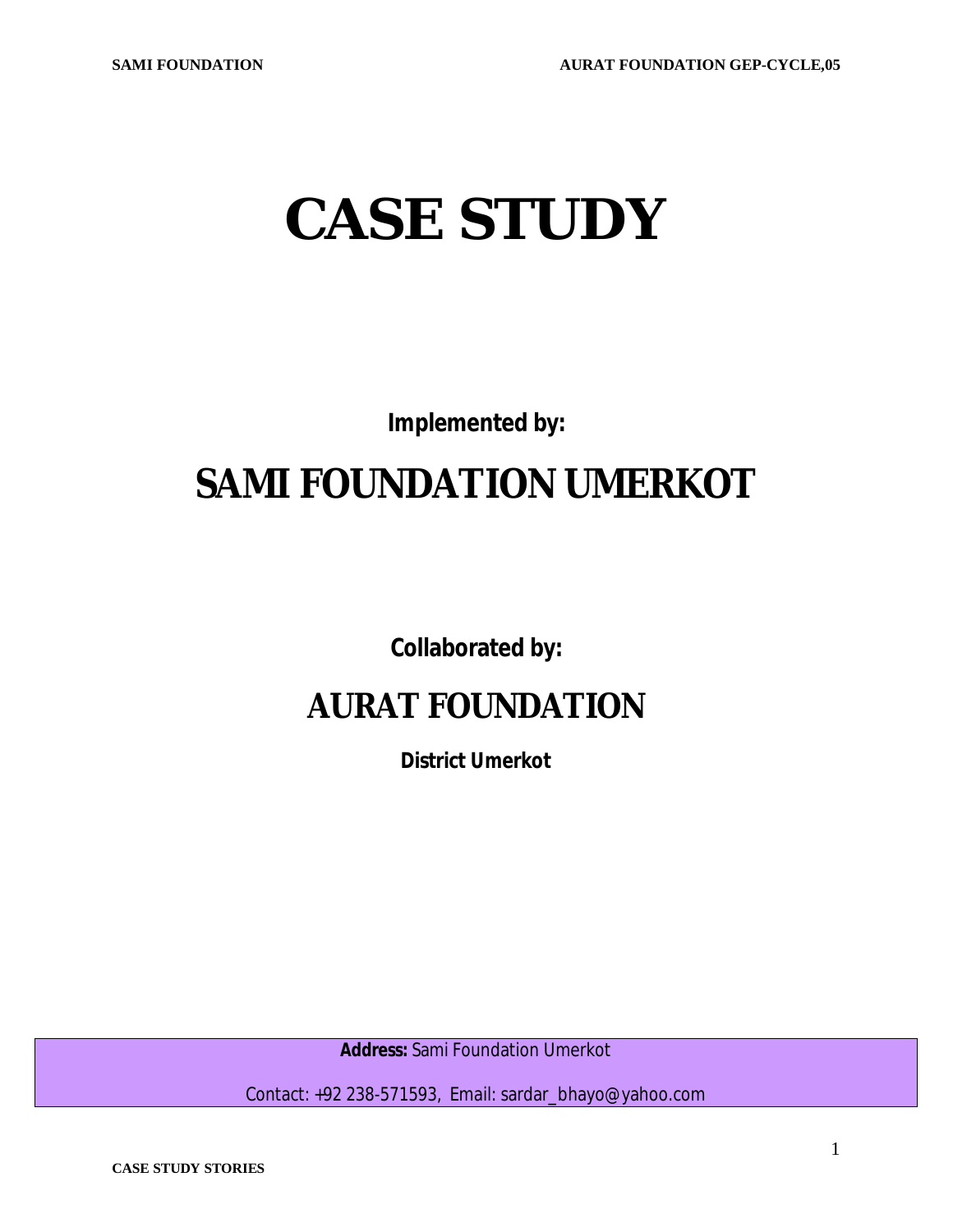# CASE STUDY

**Implemented by:**

## SAMI FOUNDATION UMERKOT

**Collaborated by:**

## AURAT FOUNDATION

**District Umerkot**

**Address:** Sami Foundation Umerkot

Contact: +92 238-571593, Email: sardar_bhayo@yahoo.com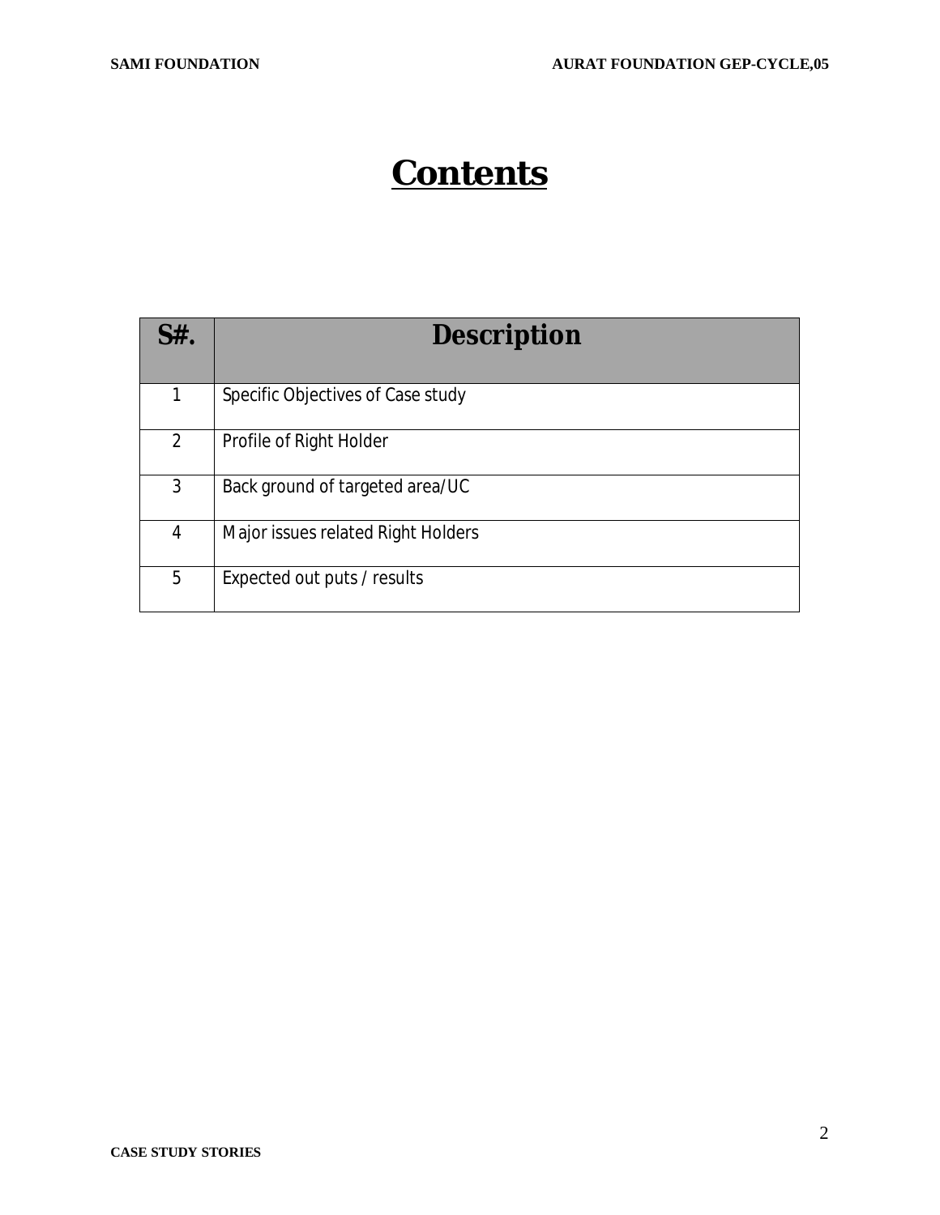# Contents

| S#. | Description |
|---|---|
| 1 | Specific Objectives of Case study |
| 2 | Profile of Right Holder |
| 3 | Back ground of targeted area/UC |
| 4 | Major issues related Right Holders |
| 5 | Expected out puts / results |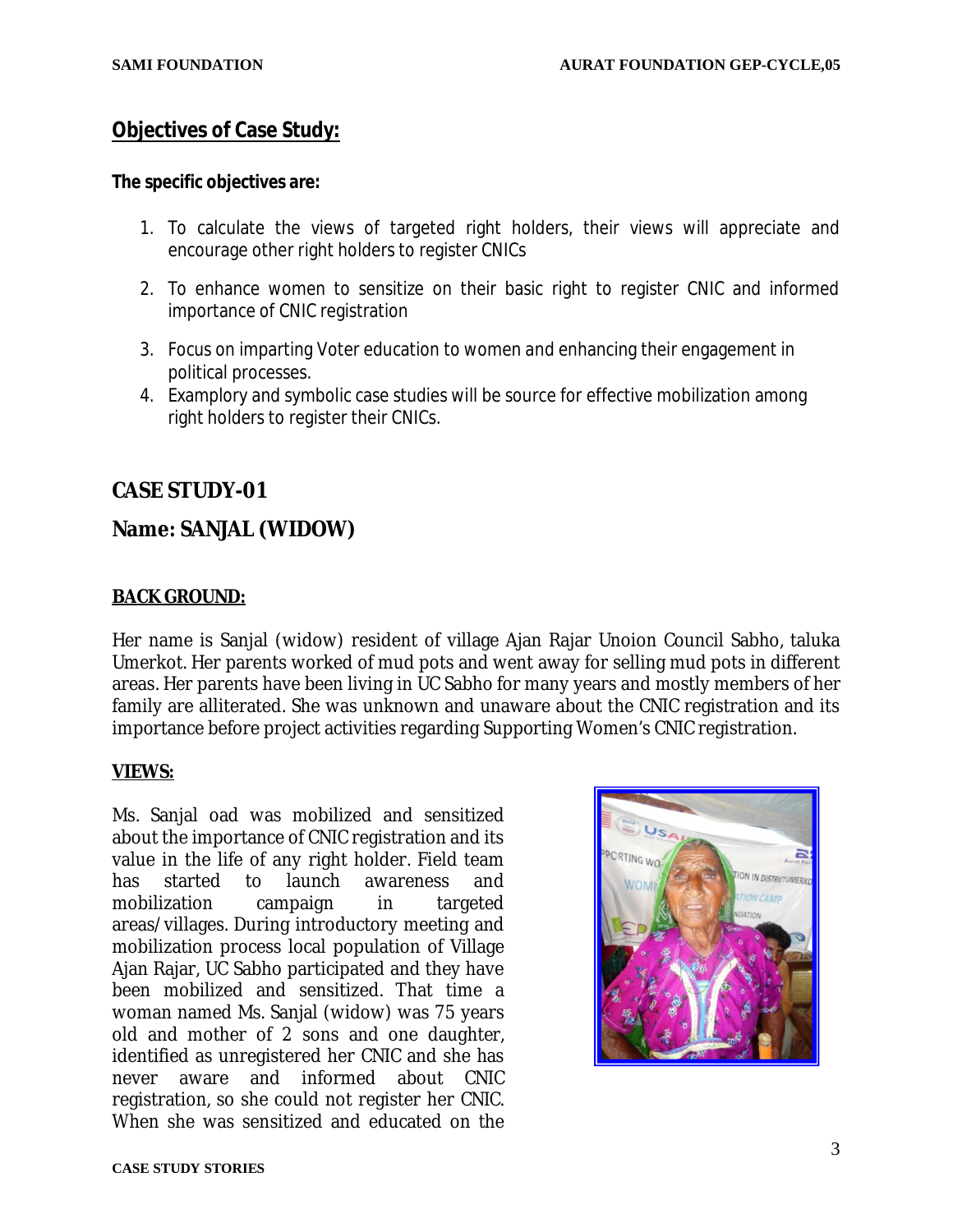## Objectives of Case Study:

**The specific objectives are:**

1. To calculate the views of targeted right holders, their views will appreciate and encourage other right holders to register CNICs
2. To enhance women to sensitize on their basic right to register CNIC and informed importance of CNIC registration
3. Focus on imparting Voter education to women and enhancing their engagement in political processes.
4. Examplory and symbolic case studies will be source for effective mobilization among right holders to register their CNICs.

## CASE STUDY-01

## Name: SANJAL (WIDOW)

### BACK GROUND:

Her name is Sanjal (widow) resident of village Ajan Rajar Unoion Council Sabho, taluka Umerkot. Her parents worked of mud pots and went away for selling mud pots in different areas. Her parents have been living in UC Sabho for many years and mostly members of her family are alliterated. She was unknown and unaware about the CNIC registration and its importance before project activities regarding Supporting Women's CNIC registration.

### VIEWS:

Ms. Sanjal oad was mobilized and sensitized about the importance of CNIC registration and its value in the life of any right holder. Field team has started to launch awareness and mobilization campaign in targeted areas/villages. During introductory meeting and mobilization process local population of Village Ajan Rajar, UC Sabho participated and they have been mobilized and sensitized. That time a woman named Ms. Sanjal (widow) was 75 years old and mother of 2 sons and one daughter, identified as unregistered her CNIC and she has never aware and informed about CNIC registration, so she could not register her CNIC. When she was sensitized and educated on the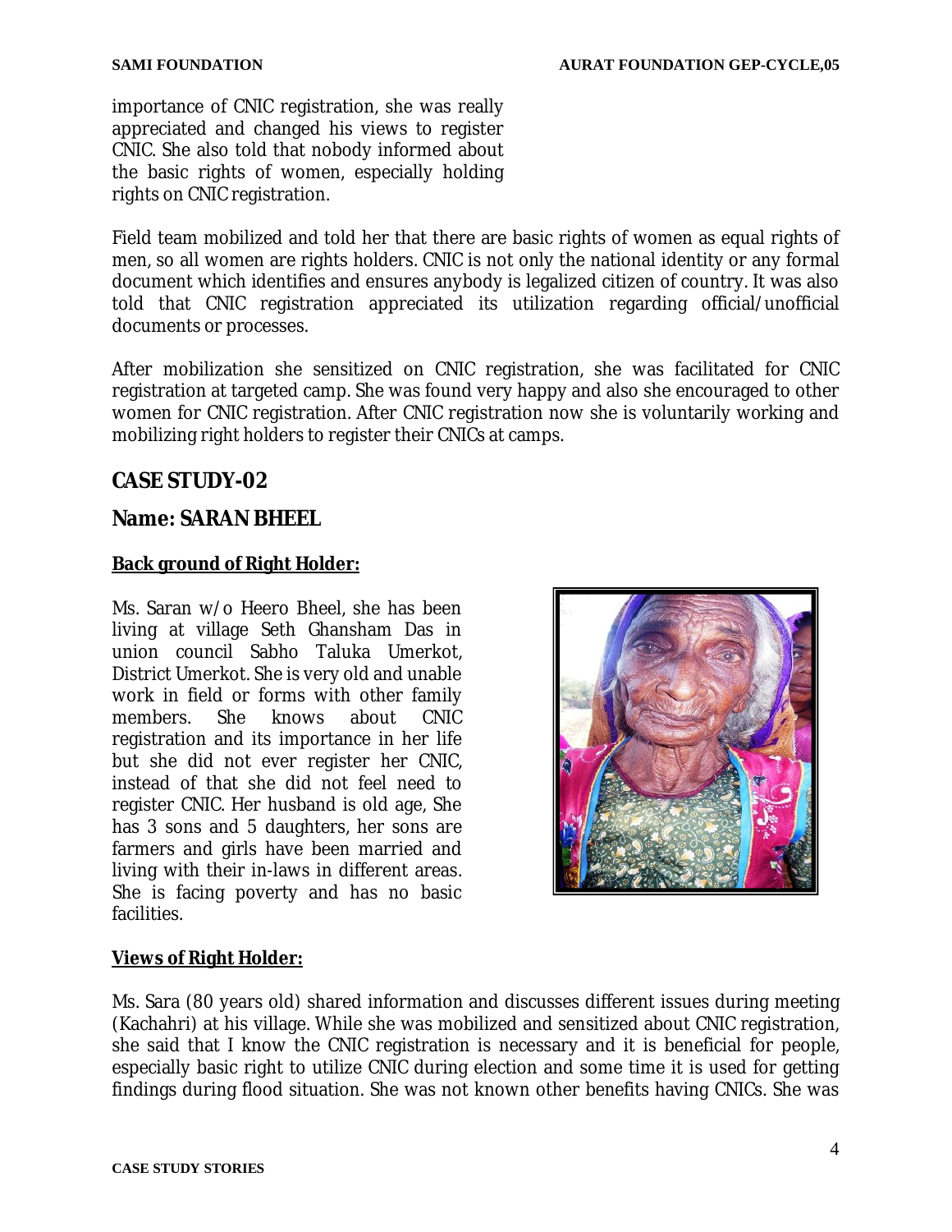importance of CNIC registration, she was really appreciated and changed his views to register CNIC. She also told that nobody informed about the basic rights of women, especially holding rights on CNIC registration.

Field team mobilized and told her that there are basic rights of women as equal rights of men, so all women are rights holders. CNIC is not only the national identity or any formal document which identifies and ensures anybody is legalized citizen of country. It was also told that CNIC registration appreciated its utilization regarding official/unofficial documents or processes.

After mobilization she sensitized on CNIC registration, she was facilitated for CNIC registration at targeted camp. She was found very happy and also she encouraged to other women for CNIC registration. After CNIC registration now she is voluntarily working and mobilizing right holders to register their CNICs at camps.

## CASE STUDY-02

## Name: SARAN BHEEL

**Back ground of Right Holder:**

Ms. Saran w/o Heero Bheel, she has been living at village Seth Ghansham Das in union council Sabho Taluka Umerkot, District Umerkot. She is very old and unable work in field or forms with other family members. She knows about CNIC registration and its importance in her life but she did not ever register her CNIC, instead of that she did not feel need to register CNIC. Her husband is old age, She has 3 sons and 5 daughters, her sons are farmers and girls have been married and living with their in-laws in different areas. She is facing poverty and has no basic facilities.

**Views of Right Holder:**

Ms. Sara (80 years old) shared information and discusses different issues during meeting (Kachahri) at his village. While she was mobilized and sensitized about CNIC registration, she said that I know the CNIC registration is necessary and it is beneficial for people, especially basic right to utilize CNIC during election and some time it is used for getting findings during flood situation. She was not known other benefits having CNICs. She was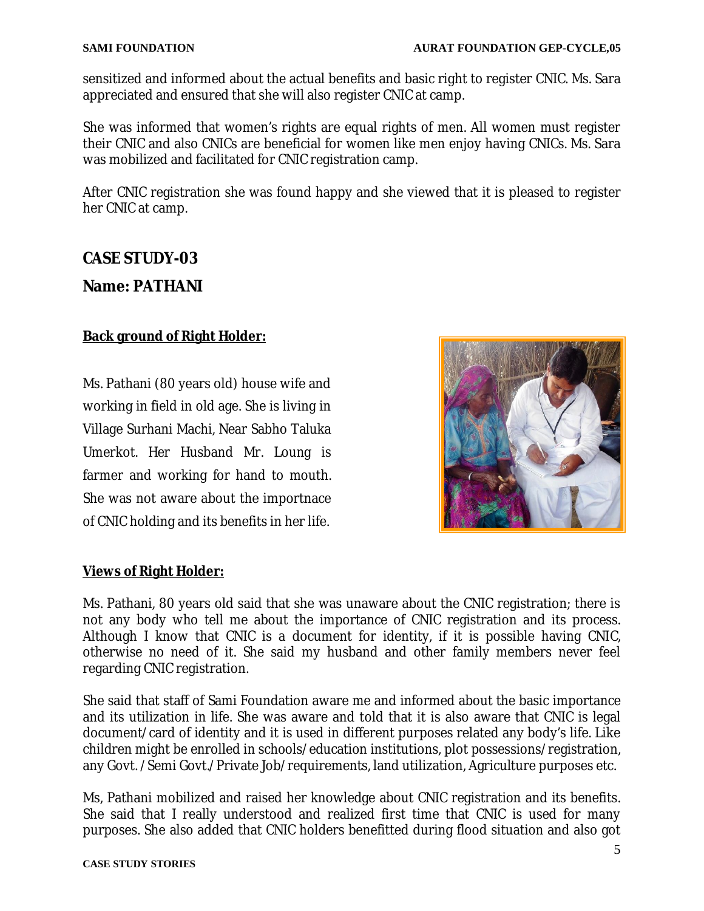sensitized and informed about the actual benefits and basic right to register CNIC. Ms. Sara appreciated and ensured that she will also register CNIC at camp.

She was informed that women's rights are equal rights of men. All women must register their CNIC and also CNICs are beneficial for women like men enjoy having CNICs. Ms. Sara was mobilized and facilitated for CNIC registration camp.

After CNIC registration she was found happy and she viewed that it is pleased to register her CNIC at camp.

## CASE STUDY-03

## Name: PATHANI

**Back ground of Right Holder:**

Ms. Pathani (80 years old) house wife and working in field in old age. She is living in Village Surhani Machi, Near Sabho Taluka Umerkot. Her Husband Mr. Loung is farmer and working for hand to mouth. She was not aware about the importnace of CNIC holding and its benefits in her life.

**Views of Right Holder:**

Ms. Pathani, 80 years old said that she was unaware about the CNIC registration; there is not any body who tell me about the importance of CNIC registration and its process. Although I know that CNIC is a document for identity, if it is possible having CNIC, otherwise no need of it. She said my husband and other family members never feel regarding CNIC registration.

She said that staff of Sami Foundation aware me and informed about the basic importance and its utilization in life. She was aware and told that it is also aware that CNIC is legal document/card of identity and it is used in different purposes related any body's life. Like children might be enrolled in schools/education institutions, plot possessions/registration, any Govt. /Semi Govt./Private Job/requirements, land utilization, Agriculture purposes etc.

Ms, Pathani mobilized and raised her knowledge about CNIC registration and its benefits. She said that I really understood and realized first time that CNIC is used for many purposes. She also added that CNIC holders benefitted during flood situation and also got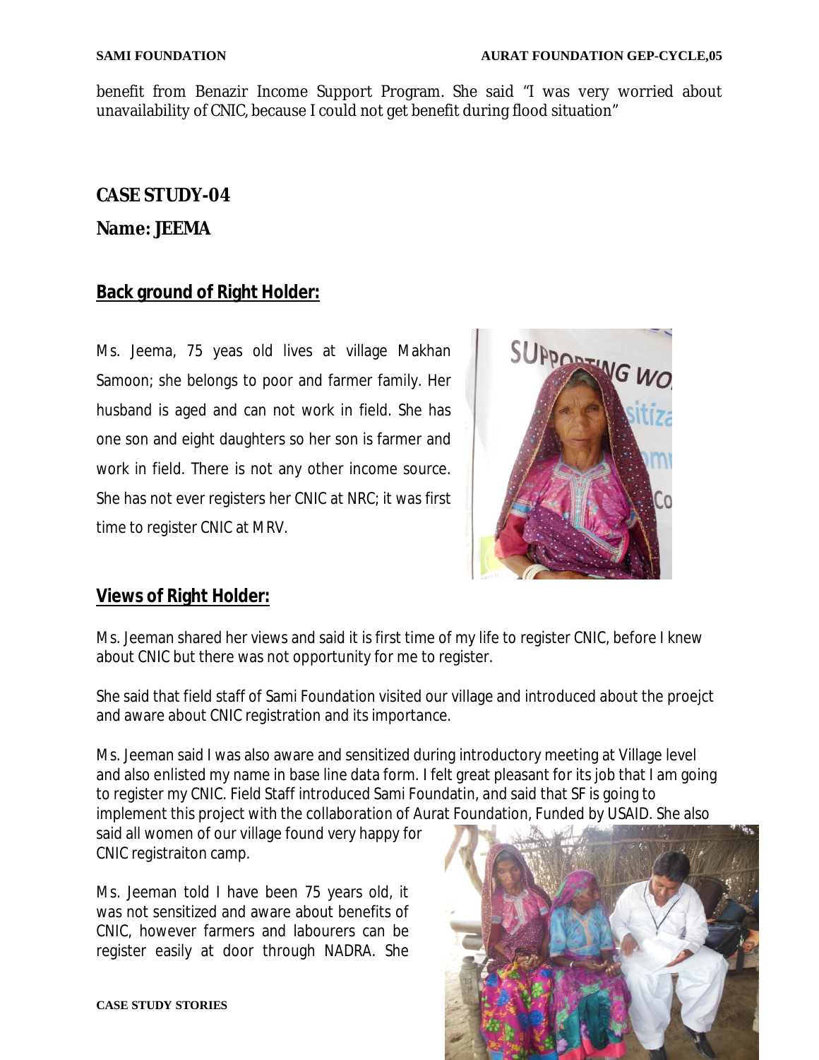benefit from Benazir Income Support Program. She said "I was very worried about unavailability of CNIC, because I could not get benefit during flood situation"

## CASE STUDY-04

## Name: JEEMA

### Back ground of Right Holder:

Ms. Jeema, 75 yeas old lives at village Makhan Samoon; she belongs to poor and farmer family. Her husband is aged and can not work in field. She has one son and eight daughters so her son is farmer and work in field. There is not any other income source. She has not ever registers her CNIC at NRC; it was first time to register CNIC at MRV.

### Views of Right Holder:

Ms. Jeeman shared her views and said it is first time of my life to register CNIC, before I knew about CNIC but there was not opportunity for me to register.

She said that field staff of Sami Foundation visited our village and introduced about the proejct and aware about CNIC registration and its importance.

Ms. Jeeman said I was also aware and sensitized during introductory meeting at Village level and also enlisted my name in base line data form. I felt great pleasant for its job that I am going to register my CNIC. Field Staff introduced Sami Foundatin, and said that SF is going to implement this project with the collaboration of Aurat Foundation, Funded by USAID. She also said all women of our village found very happy for CNIC registraiton camp.

Ms. Jeeman told I have been 75 years old, it was not sensitized and aware about benefits of CNIC, however farmers and labourers can be register easily at door through NADRA. She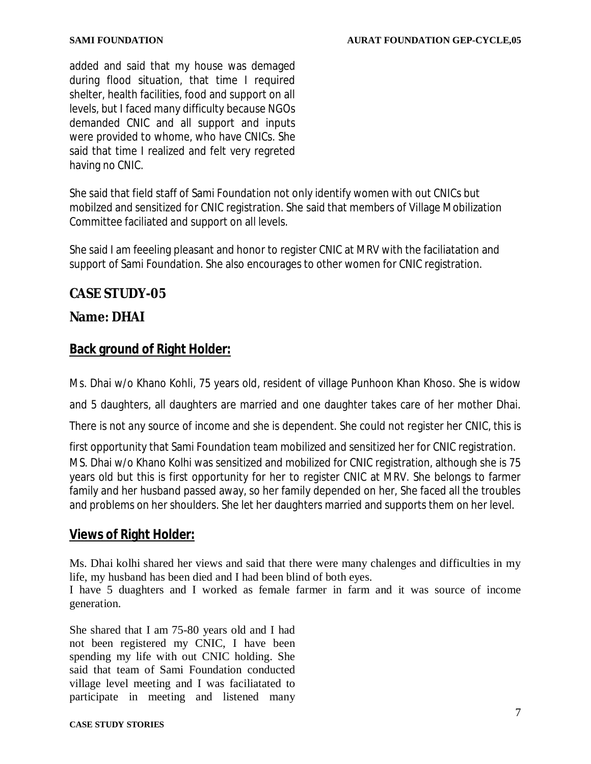added and said that my house was demaged during flood situation, that time I required shelter, health facilities, food and support on all levels, but I faced many difficulty because NGOs demanded CNIC and all support and inputs were provided to whome, who have CNICs. She said that time I realized and felt very regreted having no CNIC.

She said that field staff of Sami Foundation not only identify women with out CNICs but mobilzed and sensitized for CNIC registration. She said that members of Village Mobilization Committee faciliated and support on all levels.

She said I am feeeling pleasant and honor to register CNIC at MRV with the faciliatation and support of Sami Foundation. She also encourages to other women for CNIC registration.

## CASE STUDY-05

## Name: DHAI

### Back ground of Right Holder:

Ms. Dhai w/o Khano Kohli, 75 years old, resident of village Punhoon Khan Khoso. She is widow and 5 daughters, all daughters are married and one daughter takes care of her mother Dhai. There is not any source of income and she is dependent. She could not register her CNIC, this is first opportunity that Sami Foundation team mobilized and sensitized her for CNIC registration. MS. Dhai w/o Khano Kolhi was sensitized and mobilized for CNIC registration, although she is 75 years old but this is first opportunity for her to register CNIC at MRV. She belongs to farmer family and her husband passed away, so her family depended on her, She faced all the troubles and problems on her shoulders. She let her daughters married and supports them on her level.

### Views of Right Holder:

Ms. Dhai kolhi shared her views and said that there were many chalenges and difficulties in my life, my husband has been died and I had been blind of both eyes.
I have 5 duaghters and I worked as female farmer in farm and it was source of income generation.

She shared that I am 75-80 years old and I had not been registered my CNIC, I have been spending my life with out CNIC holding. She said that team of Sami Foundation conducted village level meeting and I was faciliatated to participate in meeting and listened many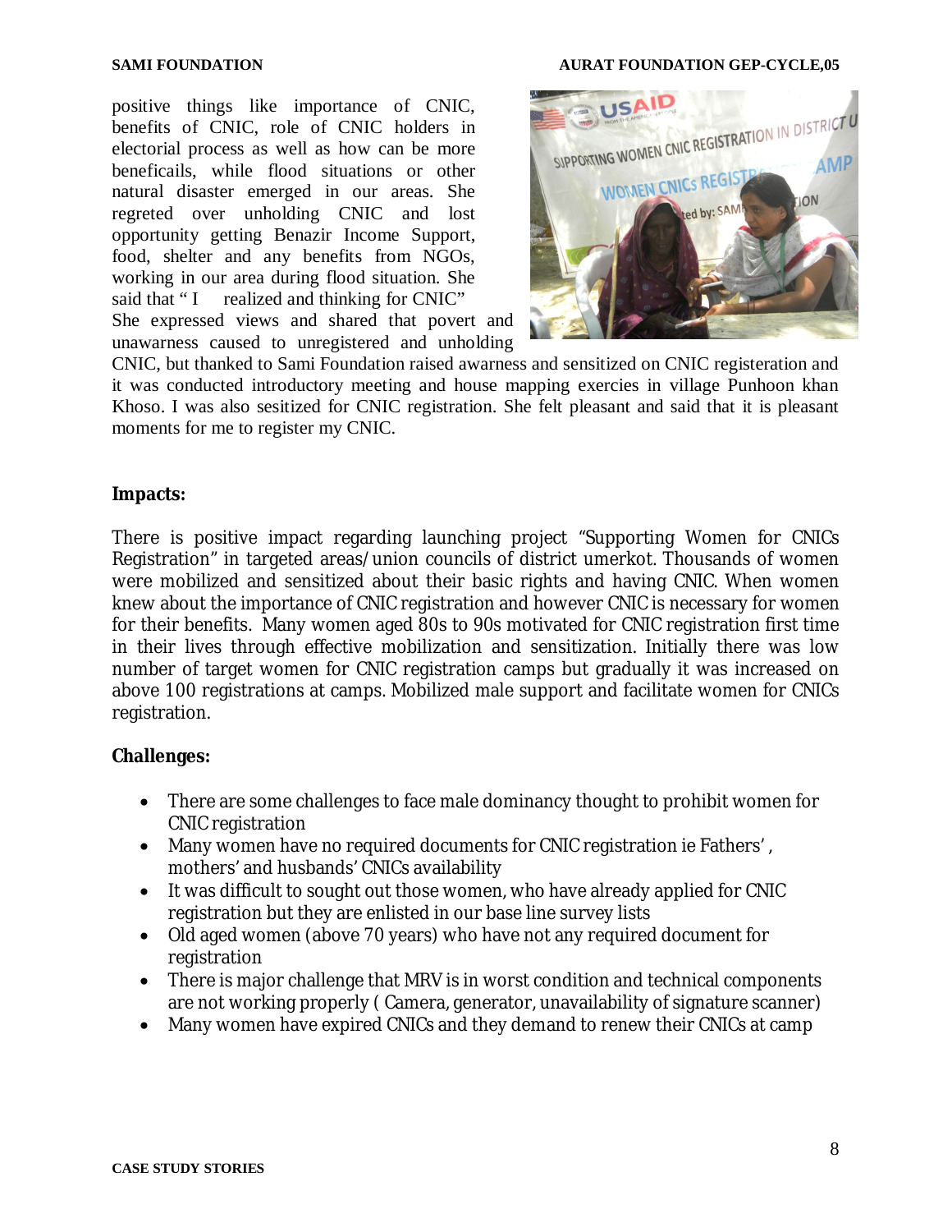positive things like importance of CNIC, benefits of CNIC, role of CNIC holders in electorial process as well as how can be more beneficails, while flood situations or other natural disaster emerged in our areas. She regreted over unholding CNIC and lost opportunity getting Benazir Income Support, food, shelter and any benefits from NGOs, working in our area during flood situation. She said that " I realized and thinking for CNIC" She expressed views and shared that povert and unawarness caused to unregistered and unholding CNIC, but thanked to Sami Foundation raised awarness and sensitized on CNIC registeration and it was conducted introductory meeting and house mapping exercies in village Punhoon khan Khoso. I was also sesitized for CNIC registration. She felt pleasant and said that it is pleasant moments for me to register my CNIC.

**Impacts:**

There is positive impact regarding launching project "Supporting Women for CNICs Registration" in targeted areas/union councils of district umerkot. Thousands of women were mobilized and sensitized about their basic rights and having CNIC. When women knew about the importance of CNIC registration and however CNIC is necessary for women for their benefits. Many women aged 80s to 90s motivated for CNIC registration first time in their lives through effective mobilization and sensitization. Initially there was low number of target women for CNIC registration camps but gradually it was increased on above 100 registrations at camps. Mobilized male support and facilitate women for CNICs registration.

**Challenges:**

- There are some challenges to face male dominancy thought to prohibit women for CNIC registration
- Many women have no required documents for CNIC registration ie Fathers', mothers' and husbands' CNICs availability
- It was difficult to sought out those women, who have already applied for CNIC registration but they are enlisted in our base line survey lists
- Old aged women (above 70 years) who have not any required document for registration
- There is major challenge that MRV is in worst condition and technical components are not working properly ( Camera, generator, unavailability of signature scanner)
- Many women have expired CNICs and they demand to renew their CNICs at camp